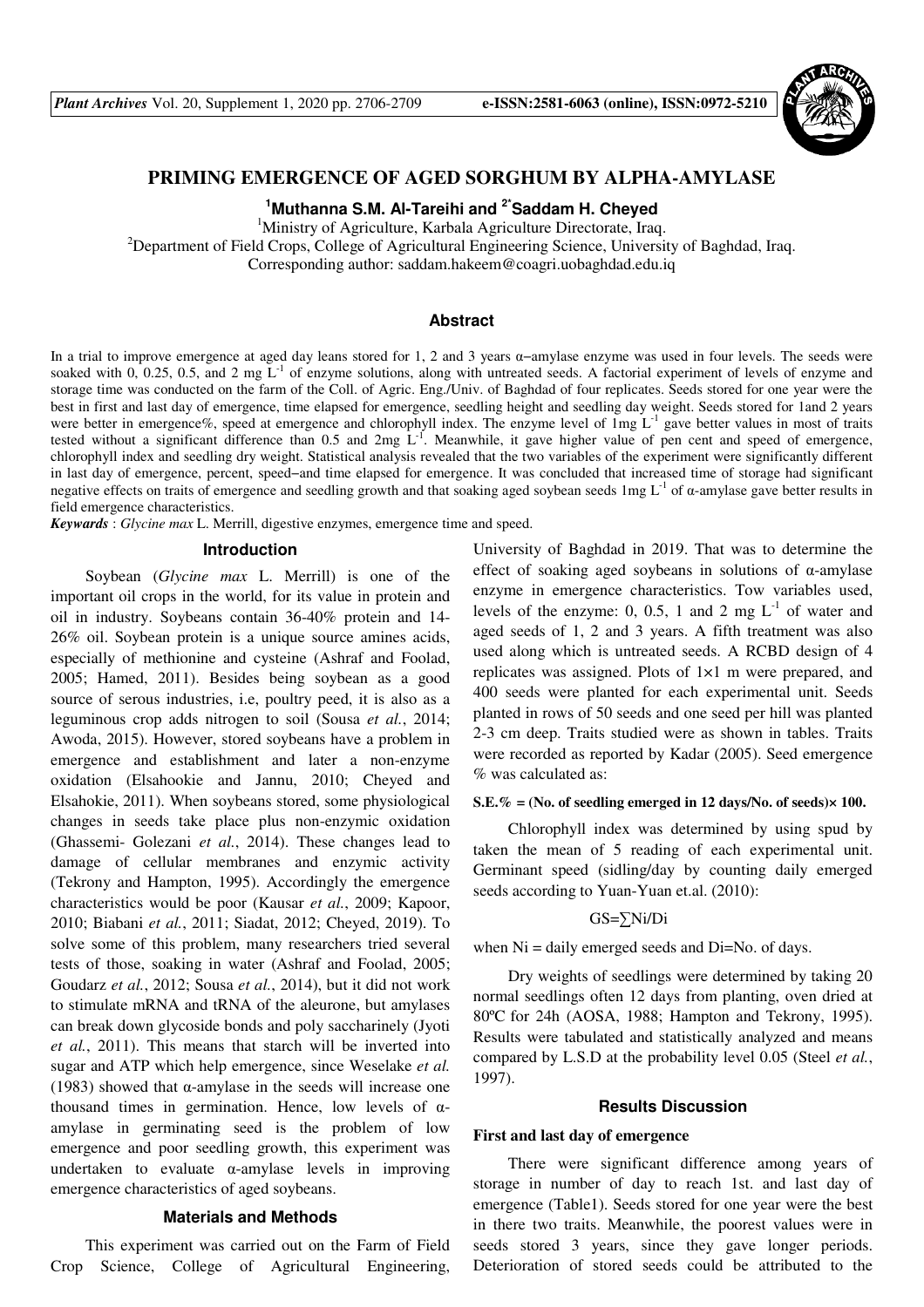# PRIMING EMERGENCE OF AGED SORGHUM BY ALPHA-AMYLASE

**[1]Muthanna S.M. Al-Tareihi and [2*]Saddam H. Cheyed**

[1]Ministry of Agriculture, Karbala Agriculture Directorate, Iraq.
[2]Department of Field Crops, College of Agricultural Engineering Science, University of Baghdad, Iraq.
Corresponding author: saddam.hakeem@coagri.uobaghdad.edu.iq

## Abstract

In a trial to improve emergence at aged day leans stored for 1, 2 and 3 years α–amylase enzyme was used in four levels. The seeds were soaked with 0, 0.25, 0.5, and 2 mg $L^{-1}$ of enzyme solutions, along with untreated seeds. A factorial experiment of levels of enzyme and storage time was conducted on the farm of the Coll. of Agric. Eng./Univ. of Baghdad of four replicates. Seeds stored for one year were the best in first and last day of emergence, time elapsed for emergence, seedling height and seedling day weight. Seeds stored for 1and 2 years were better in emergence%, speed at emergence and chlorophyll index. The enzyme level of 1mg $L^{-1}$ gave better values in most of traits tested without a significant difference than 0.5 and 2mg $L^{-1}$. Meanwhile, it gave higher value of pen cent and speed of emergence, chlorophyll index and seedling dry weight. Statistical analysis revealed that the two variables of the experiment were significantly different in last day of emergence, percent, speed–and time elapsed for emergence. It was concluded that increased time of storage had significant negative effects on traits of emergence and seedling growth and that soaking aged soybean seeds 1mg $L^{-1}$ of α-amylase gave better results in field emergence characteristics.

***Keywords*** : *Glycine max* L. Merrill, digestive enzymes, emergence time and speed.

## Introduction

Soybean (*Glycine max* L. Merrill) is one of the important oil crops in the world, for its value in protein and oil in industry. Soybeans contain 36-40% protein and 14-26% oil. Soybean protein is a unique source amines acids, especially of methionine and cysteine (Ashraf and Foolad, 2005; Hamed, 2011). Besides being soybean as a good source of serous industries, i.e, poultry peed, it is also as a leguminous crop adds nitrogen to soil (Sousa *et al.*, 2014; Awoda, 2015). However, stored soybeans have a problem in emergence and establishment and later a non-enzyme oxidation (Elsahookie and Jannu, 2010; Cheyed and Elsahokie, 2011). When soybeans stored, some physiological changes in seeds take place plus non-enzymic oxidation (Ghassemi- Golezani *et al.*, 2014). These changes lead to damage of cellular membranes and enzymic activity (Tekrony and Hampton, 1995). Accordingly the emergence characteristics would be poor (Kausar *et al.*, 2009; Kapoor, 2010; Biabani *et al.*, 2011; Siadat, 2012; Cheyed, 2019). To solve some of this problem, many researchers tried several tests of those, soaking in water (Ashraf and Foolad, 2005; Goudarz *et al.*, 2012; Sousa *et al.*, 2014), but it did not work to stimulate mRNA and tRNA of the aleurone, but amylases can break down glycoside bonds and poly saccharinely (Jyoti *et al.*, 2011). This means that starch will be inverted into sugar and ATP which help emergence, since Weselake *et al.* (1983) showed that α-amylase in the seeds will increase one thousand times in germination. Hence, low levels of α-amylase in germinating seed is the problem of low emergence and poor seedling growth, this experiment was undertaken to evaluate α-amylase levels in improving emergence characteristics of aged soybeans.

## Materials and Methods

This experiment was carried out on the Farm of Field Crop Science, College of Agricultural Engineering, University of Baghdad in 2019. That was to determine the effect of soaking aged soybeans in solutions of α-amylase enzyme in emergence characteristics. Tow variables used, levels of the enzyme: 0, 0.5, 1 and 2 mg $L^{-1}$ of water and aged seeds of 1, 2 and 3 years. A fifth treatment was also used along which is untreated seeds. A RCBD design of 4 replicates was assigned. Plots of 1×1 m were prepared, and 400 seeds were planted for each experimental unit. Seeds planted in rows of 50 seeds and one seed per hill was planted 2-3 cm deep. Traits studied were as shown in tables. Traits were recorded as reported by Kadar (2005). Seed emergence % was calculated as:

**S.E.% = (No. of seedling emerged in 12 days/No. of seeds)× 100.**

Chlorophyll index was determined by using spud by taken the mean of 5 reading of each experimental unit. Germinant speed (sidling/day by counting daily emerged seeds according to Yuan-Yuan et.al. (2010):

$$GS = \sum Ni/Di$$

when Ni = daily emerged seeds and Di=No. of days.

Dry weights of seedlings were determined by taking 20 normal seedlings often 12 days from planting, oven dried at 80ºC for 24h (AOSA, 1988; Hampton and Tekrony, 1995). Results were tabulated and statistically analyzed and means compared by L.S.D at the probability level 0.05 (Steel *et al.*, 1997).

## Results Discussion

### First and last day of emergence

There were significant difference among years of storage in number of day to reach 1st. and last day of emergence (Table1). Seeds stored for one year were the best in there two traits. Meanwhile, the poorest values were in seeds stored 3 years, since they gave longer periods. Deterioration of stored seeds could be attributed to the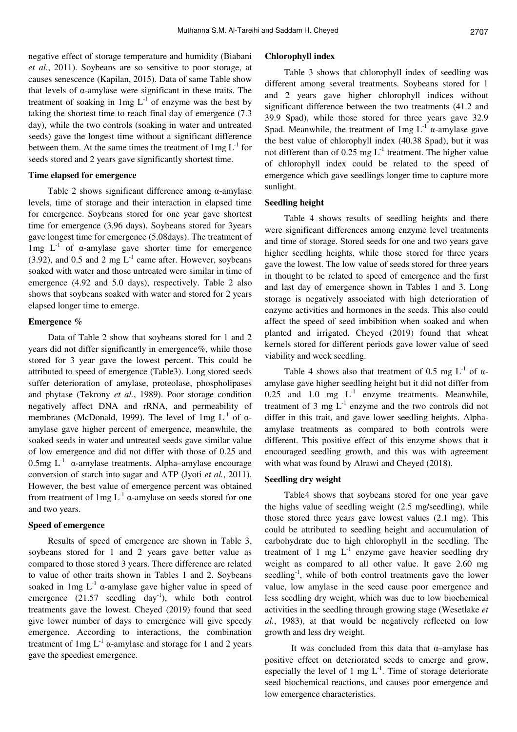negative effect of storage temperature and humidity (Biabani *et al.*, 2011). Soybeans are so sensitive to poor storage, at causes senescence (Kapilan, 2015). Data of same Table show that levels of α-amylase were significant in these traits. The treatment of soaking in 1mg $L^{-1}$ of enzyme was the best by taking the shortest time to reach final day of emergence (7.3 day), while the two controls (soaking in water and untreated seeds) gave the longest time without a significant difference between them. At the same times the treatment of 1mg $L^{-1}$ for seeds stored and 2 years gave significantly shortest time.

### Time elapsed for emergence

Table 2 shows significant difference among α-amylase levels, time of storage and their interaction in elapsed time for emergence. Soybeans stored for one year gave shortest time for emergence (3.96 days). Soybeans stored for 3years gave longest time for emergence (5.08days). The treatment of 1mg $L^{-1}$ of α-amylase gave shorter time for emergence (3.92), and 0.5 and 2 mg $L^{-1}$ came after. However, soybeans soaked with water and those untreated were similar in time of emergence (4.92 and 5.0 days), respectively. Table 2 also shows that soybeans soaked with water and stored for 2 years elapsed longer time to emerge.

### Emergence %

Data of Table 2 show that soybeans stored for 1 and 2 years did not differ significantly in emergence%, while those stored for 3 year gave the lowest percent. This could be attributed to speed of emergence (Table3). Long stored seeds suffer deterioration of amylase, proteolase, phospholipases and phytase (Tekrony *et al.*, 1989). Poor storage condition negatively affect DNA and rRNA, and permeability of membranes (McDonald, 1999). The level of 1mg $L^{-1}$ of α-amylase gave higher percent of emergence, meanwhile, the soaked seeds in water and untreated seeds gave similar value of low emergence and did not differ with those of 0.25 and 0.5mg $L^{-1}$ α-amylase treatments. Alpha–amylase encourage conversion of starch into sugar and ATP (Jyoti *et al.*, 2011). However, the best value of emergence percent was obtained from treatment of 1mg $L^{-1}$ α-amylase on seeds stored for one and two years.

### Speed of emergence

Results of speed of emergence are shown in Table 3, soybeans stored for 1 and 2 years gave better value as compared to those stored 3 years. There difference are related to value of other traits shown in Tables 1 and 2. Soybeans soaked in 1mg $L^{-1}$ α-amylase gave higher value in speed of emergence (21.57 seedling $day^{-1}$), while both control treatments gave the lowest. Cheyed (2019) found that seed give lower number of days to emergence will give speedy emergence. According to interactions, the combination treatment of 1mg $L^{-1}$ α-amylase and storage for 1 and 2 years gave the speediest emergence.

### Chlorophyll index

Table 3 shows that chlorophyll index of seedling was different among several treatments. Soybeans stored for 1 and 2 years gave higher chlorophyll indices without significant difference between the two treatments (41.2 and 39.9 Spad), while those stored for three years gave 32.9 Spad. Meanwhile, the treatment of 1mg $L^{-1}$ α-amylase gave the best value of chlorophyll index (40.38 Spad), but it was not different than of 0.25 mg $L^{-1}$ treatment. The higher value of chlorophyll index could be related to the speed of emergence which gave seedlings longer time to capture more sunlight.

### Seedling height

Table 4 shows results of seedling heights and there were significant differences among enzyme level treatments and time of storage. Stored seeds for one and two years gave higher seedling heights, while those stored for three years gave the lowest. The low value of seeds stored for three years in thought to be related to speed of emergence and the first and last day of emergence shown in Tables 1 and 3. Long storage is negatively associated with high deterioration of enzyme activities and hormones in the seeds. This also could affect the speed of seed imbibition when soaked and when planted and irrigated. Cheyed (2019) found that wheat kernels stored for different periods gave lower value of seed viability and week seedling.

Table 4 shows also that treatment of 0.5 mg $L^{-1}$ of α-amylase gave higher seedling height but it did not differ from 0.25 and 1.0 mg $L^{-1}$ enzyme treatments. Meanwhile, treatment of 3 mg $L^{-1}$ enzyme and the two controls did not differ in this trait, and gave lower seedling heights. Alpha-amylase treatments as compared to both controls were different. This positive effect of this enzyme shows that it encouraged seedling growth, and this was with agreement with what was found by Alrawi and Cheyed (2018).

### Seedling dry weight

Table4 shows that soybeans stored for one year gave the highs value of seedling weight (2.5 mg/seedling), while those stored three years gave lowest values (2.1 mg). This could be attributed to seedling height and accumulation of carbohydrate due to high chlorophyll in the seedling. The treatment of 1 mg $L^{-1}$ enzyme gave heavier seedling dry weight as compared to all other value. It gave 2.60 mg $seedling^{-1}$, while of both control treatments gave the lower value, low amylase in the seed cause poor emergence and less seedling dry weight, which was due to low biochemical activities in the seedling through growing stage (Wesetlake *et al.*, 1983), at that would be negatively reflected on low growth and less dry weight.

It was concluded from this data that α–amylase has positive effect on deteriorated seeds to emerge and grow, especially the level of 1 mg $L^{-1}$. Time of storage deteriorate seed biochemical reactions, and causes poor emergence and low emergence characteristics.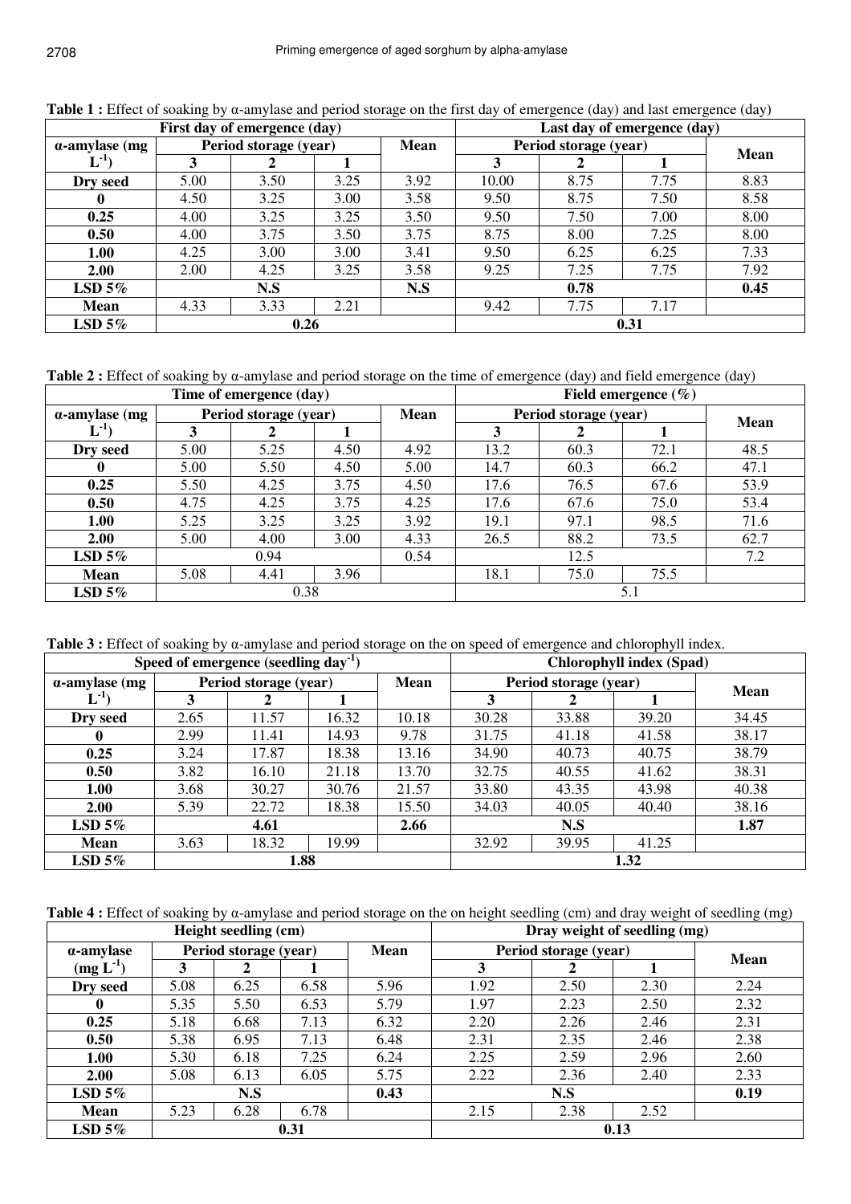**Table 1 :** Effect of soaking by α-amylase and period storage on the first day of emergence (day) and last emergence (day)

| First day of emergence (day) | | | | | Last day of emergence (day) | | | |
|---|---|---|---|---|---|---|---|---|
| α-amylase (mg $L^{-1}$) | Period storage (year) | | | Mean | Period storage (year) | | | Mean |
| | 3 | 2 | 1 | | 3 | 2 | 1 | |
| **Dry seed** | 5.00 | 3.50 | 3.25 | 3.92 | 10.00 | 8.75 | 7.75 | 8.83 |
| **0** | 4.50 | 3.25 | 3.00 | 3.58 | 9.50 | 8.75 | 7.50 | 8.58 |
| **0.25** | 4.00 | 3.25 | 3.25 | 3.50 | 9.50 | 7.50 | 7.00 | 8.00 |
| **0.50** | 4.00 | 3.75 | 3.50 | 3.75 | 8.75 | 8.00 | 7.25 | 8.00 |
| **1.00** | 4.25 | 3.00 | 3.00 | 3.41 | 9.50 | 6.25 | 6.25 | 7.33 |
| **2.00** | 2.00 | 4.25 | 3.25 | 3.58 | 9.25 | 7.25 | 7.75 | 7.92 |
| **LSD 5%** | N.S | | | N.S | 0.78 | | | 0.45 |
| **Mean** | 4.33 | 3.33 | 2.21 | | 9.42 | 7.75 | 7.17 | |
| **LSD 5%** | 0.26 | | | | 0.31 | | | |

**Table 2 :** Effect of soaking by α-amylase and period storage on the time of emergence (day) and field emergence (day)

| Time of emergence (day) | | | | | Field emergence (%) | | | |
|---|---|---|---|---|---|---|---|---|
| α-amylase (mg $L^{-1}$) | Period storage (year) | | | Mean | Period storage (year) | | | Mean |
| | 3 | 2 | 1 | | 3 | 2 | 1 | |
| **Dry seed** | 5.00 | 5.25 | 4.50 | 4.92 | 13.2 | 60.3 | 72.1 | 48.5 |
| **0** | 5.00 | 5.50 | 4.50 | 5.00 | 14.7 | 60.3 | 66.2 | 47.1 |
| **0.25** | 5.50 | 4.25 | 3.75 | 4.50 | 17.6 | 76.5 | 67.6 | 53.9 |
| **0.50** | 4.75 | 4.25 | 3.75 | 4.25 | 17.6 | 67.6 | 75.0 | 53.4 |
| **1.00** | 5.25 | 3.25 | 3.25 | 3.92 | 19.1 | 97.1 | 98.5 | 71.6 |
| **2.00** | 5.00 | 4.00 | 3.00 | 4.33 | 26.5 | 88.2 | 73.5 | 62.7 |
| **LSD 5%** | 0.94 | | | 0.54 | 12.5 | | | 7.2 |
| **Mean** | 5.08 | 4.41 | 3.96 | | 18.1 | 75.0 | 75.5 | |
| **LSD 5%** | 0.38 | | | | 5.1 | | | |

**Table 3 :** Effect of soaking by α-amylase and period storage on the on speed of emergence and chlorophyll index.

| Speed of emergence (seedling $day^{-1}$) | | | | | Chlorophyll index (Spad) | | | |
|---|---|---|---|---|---|---|---|---|
| α-amylase (mg $L^{-1}$) | Period storage (year) | | | Mean | Period storage (year) | | | Mean |
| | 3 | 2 | 1 | | 3 | 2 | 1 | |
| **Dry seed** | 2.65 | 11.57 | 16.32 | 10.18 | 30.28 | 33.88 | 39.20 | 34.45 |
| **0** | 2.99 | 11.41 | 14.93 | 9.78 | 31.75 | 41.18 | 41.58 | 38.17 |
| **0.25** | 3.24 | 17.87 | 18.38 | 13.16 | 34.90 | 40.73 | 40.75 | 38.79 |
| **0.50** | 3.82 | 16.10 | 21.18 | 13.70 | 32.75 | 40.55 | 41.62 | 38.31 |
| **1.00** | 3.68 | 30.27 | 30.76 | 21.57 | 33.80 | 43.35 | 43.98 | 40.38 |
| **2.00** | 5.39 | 22.72 | 18.38 | 15.50 | 34.03 | 40.05 | 40.40 | 38.16 |
| **LSD 5%** | 4.61 | | | 2.66 | N.S | | | 1.87 |
| **Mean** | 3.63 | 18.32 | 19.99 | | 32.92 | 39.95 | 41.25 | |
| **LSD 5%** | 1.88 | | | | 1.32 | | | |

**Table 4 :** Effect of soaking by α-amylase and period storage on the on height seedling (cm) and dray weight of seedling (mg)

| Height seedling (cm) | | | | | Dray weight of seedling (mg) | | | |
|---|---|---|---|---|---|---|---|---|
| α-amylase (mg $L^{-1}$) | Period storage (year) | | | Mean | Period storage (year) | | | Mean |
| | 3 | 2 | 1 | | 3 | 2 | 1 | |
| **Dry seed** | 5.08 | 6.25 | 6.58 | 5.96 | 1.92 | 2.50 | 2.30 | 2.24 |
| **0** | 5.35 | 5.50 | 6.53 | 5.79 | 1.97 | 2.23 | 2.50 | 2.32 |
| **0.25** | 5.18 | 6.68 | 7.13 | 6.32 | 2.20 | 2.26 | 2.46 | 2.31 |
| **0.50** | 5.38 | 6.95 | 7.13 | 6.48 | 2.31 | 2.35 | 2.46 | 2.38 |
| **1.00** | 5.30 | 6.18 | 7.25 | 6.24 | 2.25 | 2.59 | 2.96 | 2.60 |
| **2.00** | 5.08 | 6.13 | 6.05 | 5.75 | 2.22 | 2.36 | 2.40 | 2.33 |
| **LSD 5%** | N.S | | | 0.43 | N.S | | | 0.19 |
| **Mean** | 5.23 | 6.28 | 6.78 | | 2.15 | 2.38 | 2.52 | |
| **LSD 5%** | 0.31 | | | | 0.13 | | | |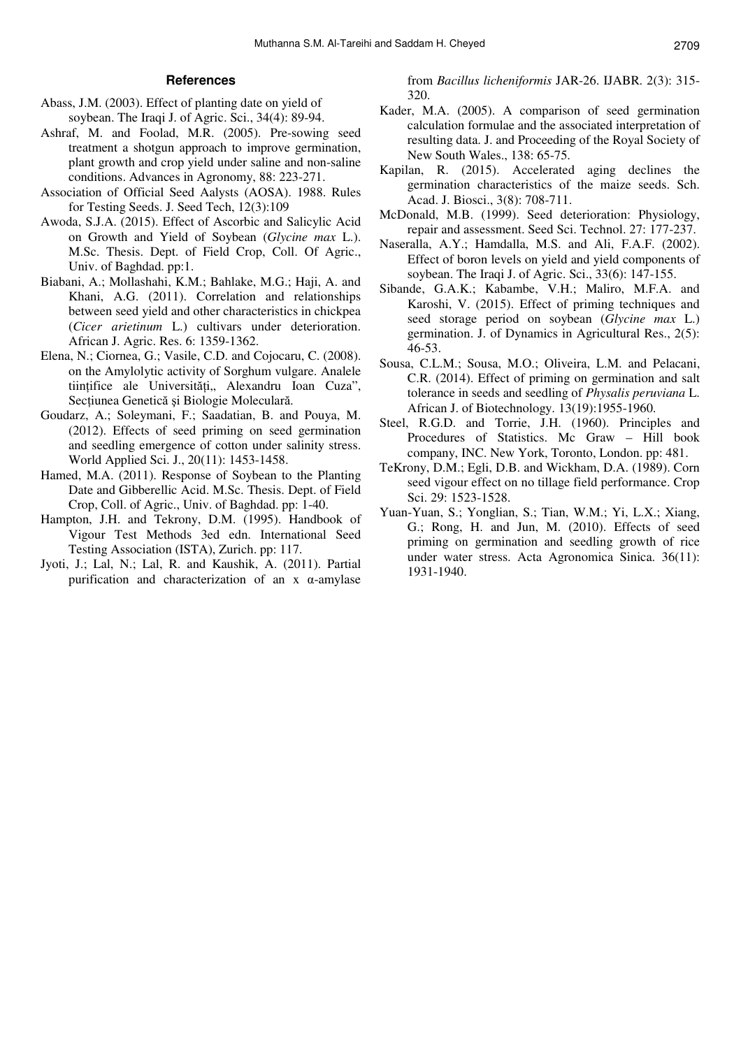## References

Abass, J.M. (2003). Effect of planting date on yield of soybean. The Iraqi J. of Agric. Sci., 34(4): 89-94.

Ashraf, M. and Foolad, M.R. (2005). Pre-sowing seed treatment a shotgun approach to improve germination, plant growth and crop yield under saline and non-saline conditions. Advances in Agronomy, 88: 223-271.

Association of Official Seed Aalysts (AOSA). 1988. Rules for Testing Seeds. J. Seed Tech, 12(3):109

Awoda, S.J.A. (2015). Effect of Ascorbic and Salicylic Acid on Growth and Yield of Soybean (*Glycine max* L.). M.Sc. Thesis. Dept. of Field Crop, Coll. Of Agric., Univ. of Baghdad. pp:1.

Biabani, A.; Mollashahi, K.M.; Bahlake, M.G.; Haji, A. and Khani, A.G. (2011). Correlation and relationships between seed yield and other characteristics in chickpea (*Cicer arietinum* L.) cultivars under deterioration. African J. Agric. Res. 6: 1359-1362.

Elena, N.; Ciornea, G.; Vasile, C.D. and Cojocaru, C. (2008). on the Amylolytic activity of Sorghum vulgare. Analele tiințifice ale Universității„ Alexandru Ioan Cuza", Secțiunea Genetică şi Biologie Moleculară.

Goudarz, A.; Soleymani, F.; Saadatian, B. and Pouya, M. (2012). Effects of seed priming on seed germination and seedling emergence of cotton under salinity stress. World Applied Sci. J., 20(11): 1453-1458.

Hamed, M.A. (2011). Response of Soybean to the Planting Date and Gibberellic Acid. M.Sc. Thesis. Dept. of Field Crop, Coll. of Agric., Univ. of Baghdad. pp: 1-40.

Hampton, J.H. and Tekrony, D.M. (1995). Handbook of Vigour Test Methods 3ed edn. International Seed Testing Association (ISTA), Zurich. pp: 117.

Jyoti, J.; Lal, N.; Lal, R. and Kaushik, A. (2011). Partial purification and characterization of an x α-amylase from *Bacillus licheniformis* JAR-26. IJABR. 2(3): 315-320.

Kader, M.A. (2005). A comparison of seed germination calculation formulae and the associated interpretation of resulting data. J. and Proceeding of the Royal Society of New South Wales., 138: 65-75.

Kapilan, R. (2015). Accelerated aging declines the germination characteristics of the maize seeds. Sch. Acad. J. Biosci., 3(8): 708-711.

McDonald, M.B. (1999). Seed deterioration: Physiology, repair and assessment. Seed Sci. Technol. 27: 177-237.

Naseralla, A.Y.; Hamdalla, M.S. and Ali, F.A.F. (2002). Effect of boron levels on yield and yield components of soybean. The Iraqi J. of Agric. Sci., 33(6): 147-155.

Sibande, G.A.K.; Kabambe, V.H.; Maliro, M.F.A. and Karoshi, V. (2015). Effect of priming techniques and seed storage period on soybean (*Glycine max* L.) germination. J. of Dynamics in Agricultural Res., 2(5): 46-53.

Sousa, C.L.M.; Sousa, M.O.; Oliveira, L.M. and Pelacani, C.R. (2014). Effect of priming on germination and salt tolerance in seeds and seedling of *Physalis peruviana* L. African J. of Biotechnology. 13(19):1955-1960.

Steel, R.G.D. and Torrie, J.H. (1960). Principles and Procedures of Statistics. Mc Graw – Hill book company, INC. New York, Toronto, London. pp: 481.

TeKrony, D.M.; Egli, D.B. and Wickham, D.A. (1989). Corn seed vigour effect on no tillage field performance. Crop Sci. 29: 1523-1528.

Yuan-Yuan, S.; Yonglian, S.; Tian, W.M.; Yi, L.X.; Xiang, G.; Rong, H. and Jun, M. (2010). Effects of seed priming on germination and seedling growth of rice under water stress. Acta Agronomica Sinica. 36(11): 1931-1940.